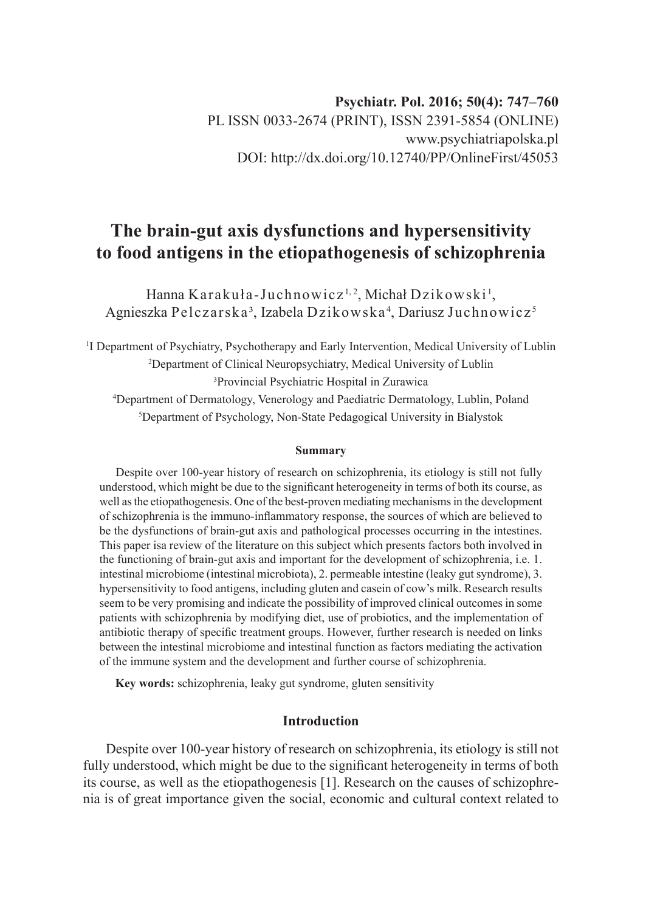Psychiatr. Pol. 2016; 50(4): 747–760
PL ISSN 0033-2674 (PRINT), ISSN 2391-5854 (ONLINE)
www.psychiatriapolska.pl
DOI: http://dx.doi.org/10.12740/PP/OnlineFirst/45053

# The brain-gut axis dysfunctions and hypersensitivity to food antigens in the etiopathogenesis of schizophrenia

Hanna Karakuła-Juchnowicz[1, 2], Michał Dzikowski[1], Agnieszka Pelczarska[3], Izabela Dzikowska[4], Dariusz Juchnowicz[5]

[1]I Department of Psychiatry, Psychotherapy and Early Intervention, Medical University of Lublin
[2]Department of Clinical Neuropsychiatry, Medical University of Lublin
[3]Provincial Psychiatric Hospital in Zurawica
[4]Department of Dermatology, Venerology and Paediatric Dermatology, Lublin, Poland
[5]Department of Psychology, Non-State Pedagogical University in Bialystok

### Summary

Despite over 100-year history of research on schizophrenia, its etiology is still not fully understood, which might be due to the significant heterogeneity in terms of both its course, as well as the etiopathogenesis. One of the best-proven mediating mechanisms in the development of schizophrenia is the immuno-inflammatory response, the sources of which are believed to be the dysfunctions of brain-gut axis and pathological processes occurring in the intestines. This paper isa review of the literature on this subject which presents factors both involved in the functioning of brain-gut axis and important for the development of schizophrenia, i.e. 1. intestinal microbiome (intestinal microbiota), 2. permeable intestine (leaky gut syndrome), 3. hypersensitivity to food antigens, including gluten and casein of cow's milk. Research results seem to be very promising and indicate the possibility of improved clinical outcomes in some patients with schizophrenia by modifying diet, use of probiotics, and the implementation of antibiotic therapy of specific treatment groups. However, further research is needed on links between the intestinal microbiome and intestinal function as factors mediating the activation of the immune system and the development and further course of schizophrenia.

**Key words:** schizophrenia, leaky gut syndrome, gluten sensitivity

## Introduction

Despite over 100-year history of research on schizophrenia, its etiology is still not fully understood, which might be due to the significant heterogeneity in terms of both its course, as well as the etiopathogenesis [1]. Research on the causes of schizophrenia is of great importance given the social, economic and cultural context related to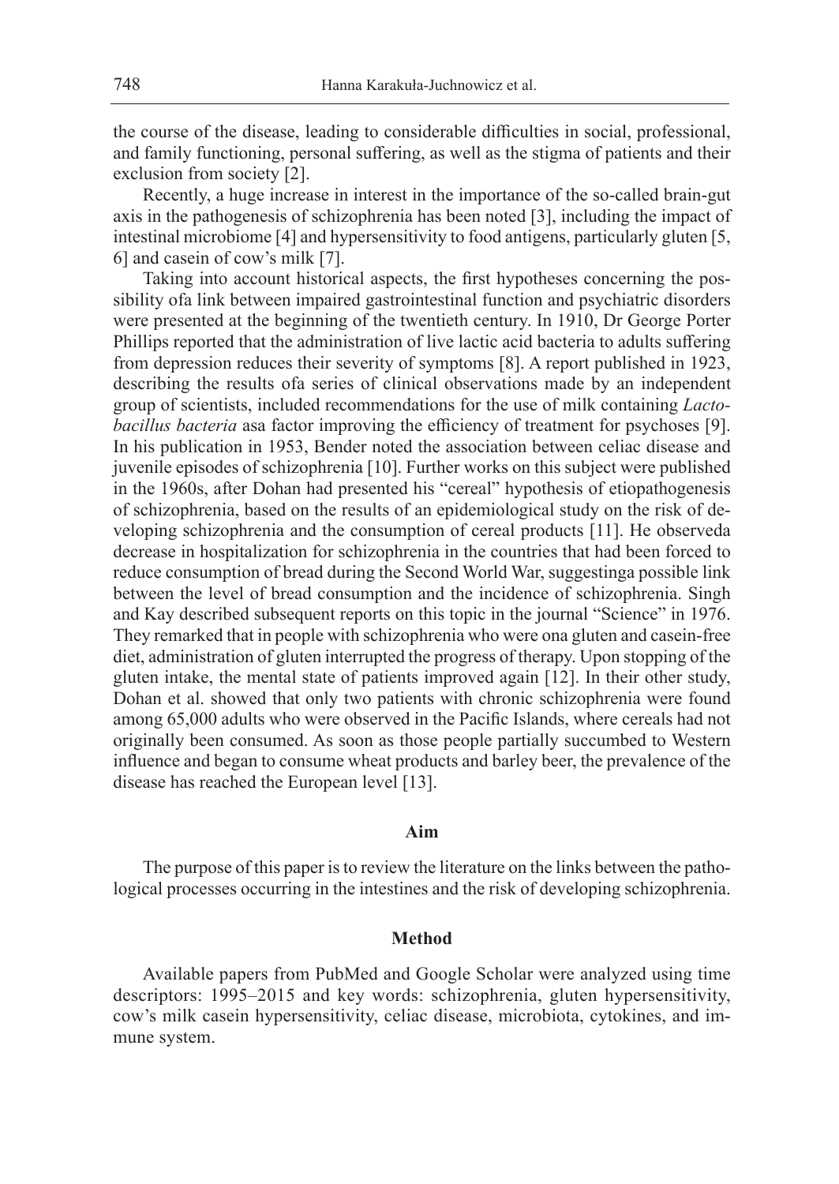the course of the disease, leading to considerable difficulties in social, professional, and family functioning, personal suffering, as well as the stigma of patients and their exclusion from society [2].

Recently, a huge increase in interest in the importance of the so-called brain-gut axis in the pathogenesis of schizophrenia has been noted [3], including the impact of intestinal microbiome [4] and hypersensitivity to food antigens, particularly gluten [5, 6] and casein of cow's milk [7].

Taking into account historical aspects, the first hypotheses concerning the possibility ofa link between impaired gastrointestinal function and psychiatric disorders were presented at the beginning of the twentieth century. In 1910, Dr George Porter Phillips reported that the administration of live lactic acid bacteria to adults suffering from depression reduces their severity of symptoms [8]. A report published in 1923, describing the results ofa series of clinical observations made by an independent group of scientists, included recommendations for the use of milk containing *Lactobacillus bacteria* asa factor improving the efficiency of treatment for psychoses [9]. In his publication in 1953, Bender noted the association between celiac disease and juvenile episodes of schizophrenia [10]. Further works on this subject were published in the 1960s, after Dohan had presented his "cereal" hypothesis of etiopathogenesis of schizophrenia, based on the results of an epidemiological study on the risk of developing schizophrenia and the consumption of cereal products [11]. He observeda decrease in hospitalization for schizophrenia in the countries that had been forced to reduce consumption of bread during the Second World War, suggestinga possible link between the level of bread consumption and the incidence of schizophrenia. Singh and Kay described subsequent reports on this topic in the journal "Science" in 1976. They remarked that in people with schizophrenia who were ona gluten and casein-free diet, administration of gluten interrupted the progress of therapy. Upon stopping of the gluten intake, the mental state of patients improved again [12]. In their other study, Dohan et al. showed that only two patients with chronic schizophrenia were found among 65,000 adults who were observed in the Pacific Islands, where cereals had not originally been consumed. As soon as those people partially succumbed to Western influence and began to consume wheat products and barley beer, the prevalence of the disease has reached the European level [13].

## Aim

The purpose of this paper is to review the literature on the links between the pathological processes occurring in the intestines and the risk of developing schizophrenia.

## Method

Available papers from PubMed and Google Scholar were analyzed using time descriptors: 1995–2015 and key words: schizophrenia, gluten hypersensitivity, cow's milk casein hypersensitivity, celiac disease, microbiota, cytokines, and immune system.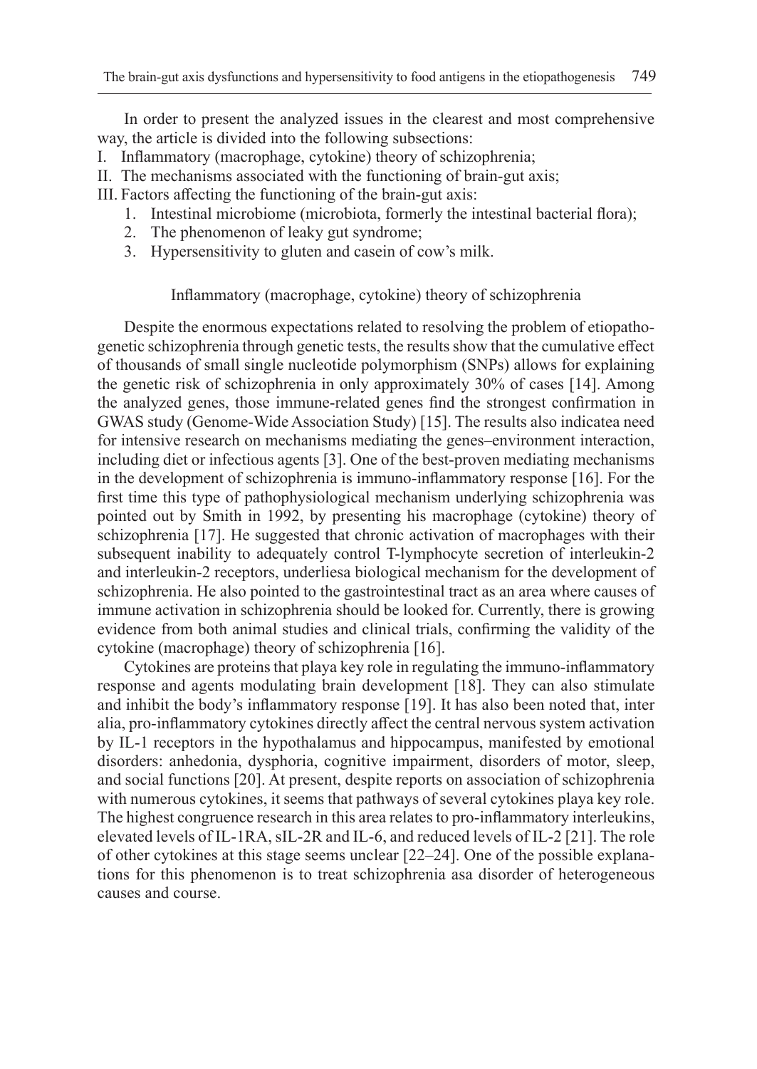In order to present the analyzed issues in the clearest and most comprehensive way, the article is divided into the following subsections:

I. Inflammatory (macrophage, cytokine) theory of schizophrenia;
II. The mechanisms associated with the functioning of brain-gut axis;
III. Factors affecting the functioning of the brain-gut axis:
    1. Intestinal microbiome (microbiota, formerly the intestinal bacterial flora);
    2. The phenomenon of leaky gut syndrome;
    3. Hypersensitivity to gluten and casein of cow's milk.

## Inflammatory (macrophage, cytokine) theory of schizophrenia

Despite the enormous expectations related to resolving the problem of etiopathogenetic schizophrenia through genetic tests, the results show that the cumulative effect of thousands of small single nucleotide polymorphism (SNPs) allows for explaining the genetic risk of schizophrenia in only approximately 30% of cases [14]. Among the analyzed genes, those immune-related genes find the strongest confirmation in GWAS study (Genome-Wide Association Study) [15]. The results also indicatea need for intensive research on mechanisms mediating the genes–environment interaction, including diet or infectious agents [3]. One of the best-proven mediating mechanisms in the development of schizophrenia is immuno-inflammatory response [16]. For the first time this type of pathophysiological mechanism underlying schizophrenia was pointed out by Smith in 1992, by presenting his macrophage (cytokine) theory of schizophrenia [17]. He suggested that chronic activation of macrophages with their subsequent inability to adequately control T-lymphocyte secretion of interleukin-2 and interleukin-2 receptors, underliesa biological mechanism for the development of schizophrenia. He also pointed to the gastrointestinal tract as an area where causes of immune activation in schizophrenia should be looked for. Currently, there is growing evidence from both animal studies and clinical trials, confirming the validity of the cytokine (macrophage) theory of schizophrenia [16].

Cytokines are proteins that playa key role in regulating the immuno-inflammatory response and agents modulating brain development [18]. They can also stimulate and inhibit the body's inflammatory response [19]. It has also been noted that, inter alia, pro-inflammatory cytokines directly affect the central nervous system activation by IL-1 receptors in the hypothalamus and hippocampus, manifested by emotional disorders: anhedonia, dysphoria, cognitive impairment, disorders of motor, sleep, and social functions [20]. At present, despite reports on association of schizophrenia with numerous cytokines, it seems that pathways of several cytokines playa key role. The highest congruence research in this area relates to pro-inflammatory interleukins, elevated levels of IL-1RA, sIL-2R and IL-6, and reduced levels of IL-2 [21]. The role of other cytokines at this stage seems unclear [22–24]. One of the possible explanations for this phenomenon is to treat schizophrenia asa disorder of heterogeneous causes and course.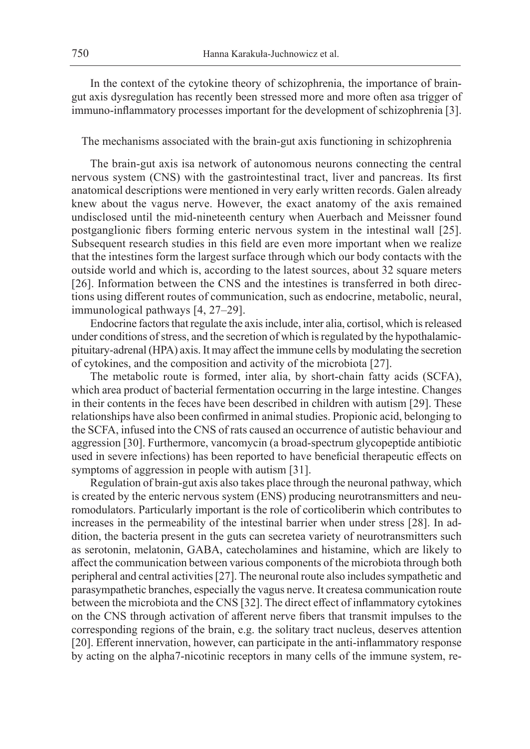In the context of the cytokine theory of schizophrenia, the importance of brain-gut axis dysregulation has recently been stressed more and more often asa trigger of immuno-inflammatory processes important for the development of schizophrenia [3].

## The mechanisms associated with the brain-gut axis functioning in schizophrenia

The brain-gut axis isa network of autonomous neurons connecting the central nervous system (CNS) with the gastrointestinal tract, liver and pancreas. Its first anatomical descriptions were mentioned in very early written records. Galen already knew about the vagus nerve. However, the exact anatomy of the axis remained undisclosed until the mid-nineteenth century when Auerbach and Meissner found postganglionic fibers forming enteric nervous system in the intestinal wall [25]. Subsequent research studies in this field are even more important when we realize that the intestines form the largest surface through which our body contacts with the outside world and which is, according to the latest sources, about 32 square meters [26]. Information between the CNS and the intestines is transferred in both directions using different routes of communication, such as endocrine, metabolic, neural, immunological pathways [4, 27–29].

Endocrine factors that regulate the axis include, inter alia, cortisol, which is released under conditions of stress, and the secretion of which is regulated by the hypothalamic-pituitary-adrenal (HPA) axis. It may affect the immune cells by modulating the secretion of cytokines, and the composition and activity of the microbiota [27].

The metabolic route is formed, inter alia, by short-chain fatty acids (SCFA), which area product of bacterial fermentation occurring in the large intestine. Changes in their contents in the feces have been described in children with autism [29]. These relationships have also been confirmed in animal studies. Propionic acid, belonging to the SCFA, infused into the CNS of rats caused an occurrence of autistic behaviour and aggression [30]. Furthermore, vancomycin (a broad-spectrum glycopeptide antibiotic used in severe infections) has been reported to have beneficial therapeutic effects on symptoms of aggression in people with autism [31].

Regulation of brain-gut axis also takes place through the neuronal pathway, which is created by the enteric nervous system (ENS) producing neurotransmitters and neuromodulators. Particularly important is the role of corticoliberin which contributes to increases in the permeability of the intestinal barrier when under stress [28]. In addition, the bacteria present in the guts can secretea variety of neurotransmitters such as serotonin, melatonin, GABA, catecholamines and histamine, which are likely to affect the communication between various components of the microbiota through both peripheral and central activities [27]. The neuronal route also includes sympathetic and parasympathetic branches, especially the vagus nerve. It createsa communication route between the microbiota and the CNS [32]. The direct effect of inflammatory cytokines on the CNS through activation of afferent nerve fibers that transmit impulses to the corresponding regions of the brain, e.g. the solitary tract nucleus, deserves attention [20]. Efferent innervation, however, can participate in the anti-inflammatory response by acting on the alpha7-nicotinic receptors in many cells of the immune system, re-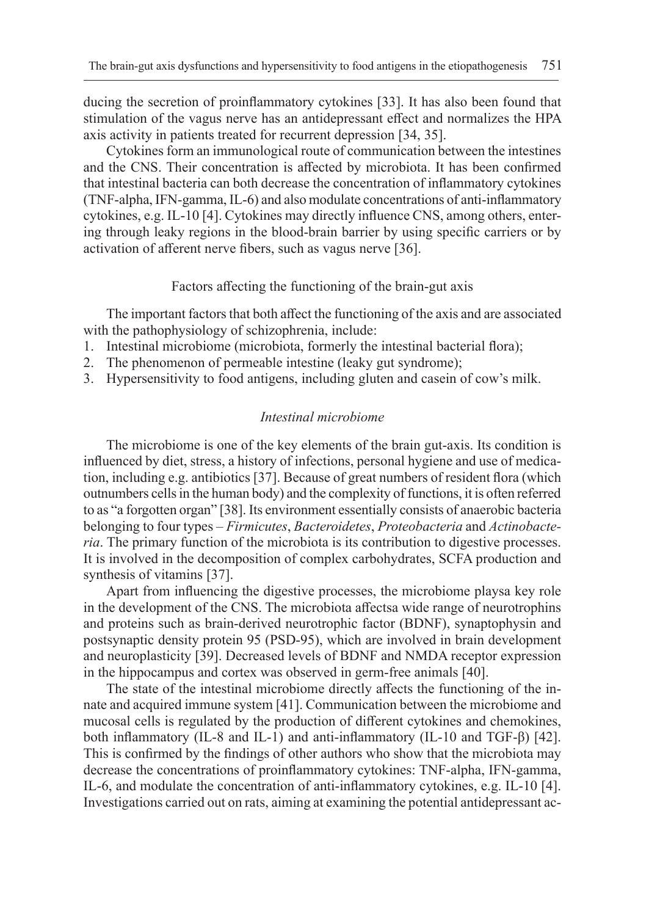ducing the secretion of proinflammatory cytokines [33]. It has also been found that stimulation of the vagus nerve has an antidepressant effect and normalizes the HPA axis activity in patients treated for recurrent depression [34, 35].

Cytokines form an immunological route of communication between the intestines and the CNS. Their concentration is affected by microbiota. It has been confirmed that intestinal bacteria can both decrease the concentration of inflammatory cytokines (TNF-alpha, IFN-gamma, IL-6) and also modulate concentrations of anti-inflammatory cytokines, e.g. IL-10 [4]. Cytokines may directly influence CNS, among others, entering through leaky regions in the blood-brain barrier by using specific carriers or by activation of afferent nerve fibers, such as vagus nerve [36].

## Factors affecting the functioning of the brain-gut axis

The important factors that both affect the functioning of the axis and are associated with the pathophysiology of schizophrenia, include:

1. Intestinal microbiome (microbiota, formerly the intestinal bacterial flora);
2. The phenomenon of permeable intestine (leaky gut syndrome);
3. Hypersensitivity to food antigens, including gluten and casein of cow's milk.

### *Intestinal microbiome*

The microbiome is one of the key elements of the brain gut-axis. Its condition is influenced by diet, stress, a history of infections, personal hygiene and use of medication, including e.g. antibiotics [37]. Because of great numbers of resident flora (which outnumbers cells in the human body) and the complexity of functions, it is often referred to as "a forgotten organ" [38]. Its environment essentially consists of anaerobic bacteria belonging to four types – *Firmicutes*, *Bacteroidetes*, *Proteobacteria* and *Actinobacteria*. The primary function of the microbiota is its contribution to digestive processes. It is involved in the decomposition of complex carbohydrates, SCFA production and synthesis of vitamins [37].

Apart from influencing the digestive processes, the microbiome playsa key role in the development of the CNS. The microbiota affectsa wide range of neurotrophins and proteins such as brain-derived neurotrophic factor (BDNF), synaptophysin and postsynaptic density protein 95 (PSD-95), which are involved in brain development and neuroplasticity [39]. Decreased levels of BDNF and NMDA receptor expression in the hippocampus and cortex was observed in germ-free animals [40].

The state of the intestinal microbiome directly affects the functioning of the innate and acquired immune system [41]. Communication between the microbiome and mucosal cells is regulated by the production of different cytokines and chemokines, both inflammatory (IL-8 and IL-1) and anti-inflammatory (IL-10 and TGF-β) [42]. This is confirmed by the findings of other authors who show that the microbiota may decrease the concentrations of proinflammatory cytokines: TNF-alpha, IFN-gamma, IL-6, and modulate the concentration of anti-inflammatory cytokines, e.g. IL-10 [4]. Investigations carried out on rats, aiming at examining the potential antidepressant ac-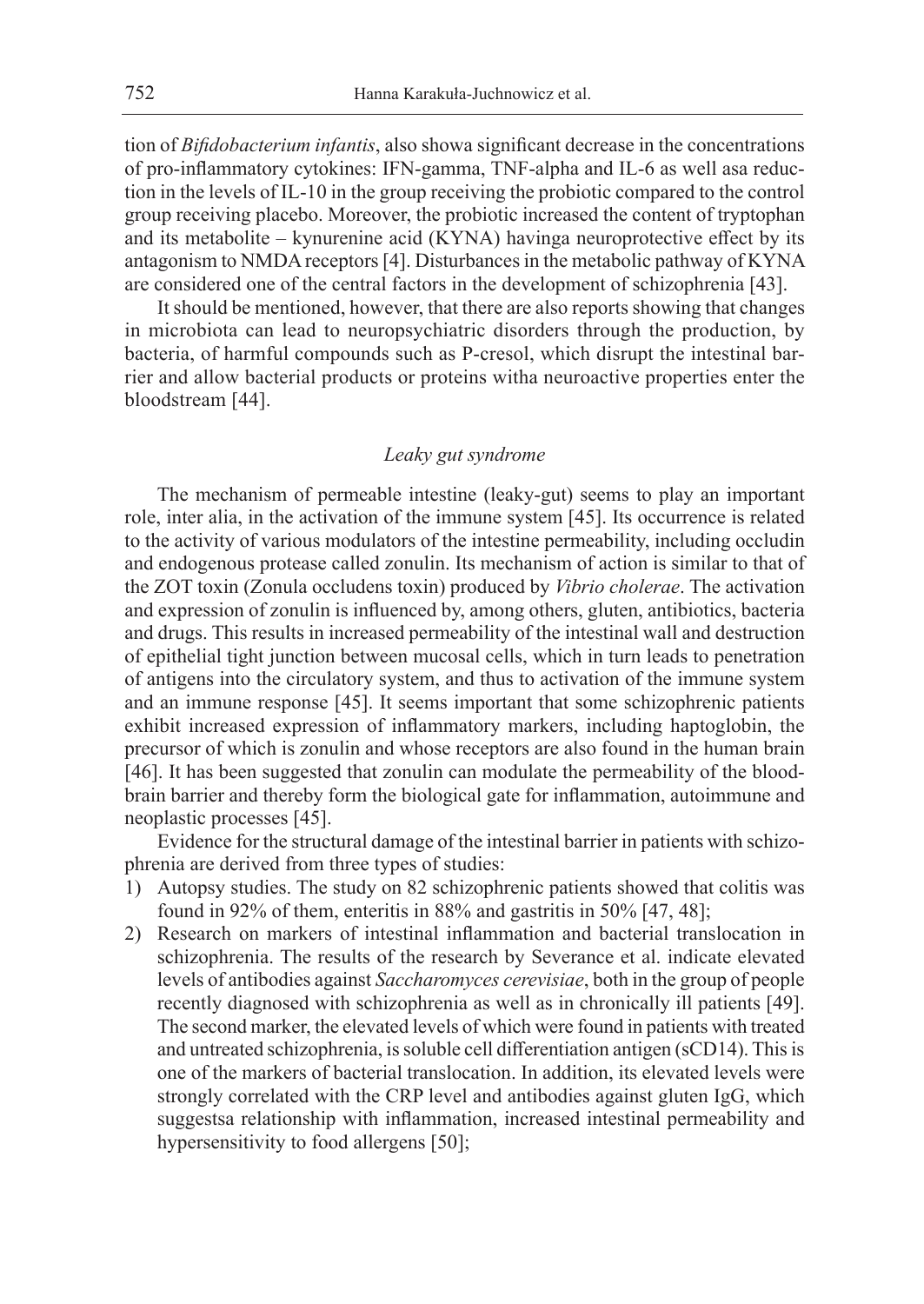tion of *Bifidobacterium infantis*, also showa significant decrease in the concentrations of pro-inflammatory cytokines: IFN-gamma, TNF-alpha and IL-6 as well asa reduction in the levels of IL-10 in the group receiving the probiotic compared to the control group receiving placebo. Moreover, the probiotic increased the content of tryptophan and its metabolite – kynurenine acid (KYNA) havinga neuroprotective effect by its antagonism to NMDA receptors [4]. Disturbances in the metabolic pathway of KYNA are considered one of the central factors in the development of schizophrenia [43].

It should be mentioned, however, that there are also reports showing that changes in microbiota can lead to neuropsychiatric disorders through the production, by bacteria, of harmful compounds such as P-cresol, which disrupt the intestinal barrier and allow bacterial products or proteins witha neuroactive properties enter the bloodstream [44].

### *Leaky gut syndrome*

The mechanism of permeable intestine (leaky-gut) seems to play an important role, inter alia, in the activation of the immune system [45]. Its occurrence is related to the activity of various modulators of the intestine permeability, including occludin and endogenous protease called zonulin. Its mechanism of action is similar to that of the ZOT toxin (Zonula occludens toxin) produced by *Vibrio cholerae*. The activation and expression of zonulin is influenced by, among others, gluten, antibiotics, bacteria and drugs. This results in increased permeability of the intestinal wall and destruction of epithelial tight junction between mucosal cells, which in turn leads to penetration of antigens into the circulatory system, and thus to activation of the immune system and an immune response [45]. It seems important that some schizophrenic patients exhibit increased expression of inflammatory markers, including haptoglobin, the precursor of which is zonulin and whose receptors are also found in the human brain [46]. It has been suggested that zonulin can modulate the permeability of the blood-brain barrier and thereby form the biological gate for inflammation, autoimmune and neoplastic processes [45].

Evidence for the structural damage of the intestinal barrier in patients with schizophrenia are derived from three types of studies:

1) Autopsy studies. The study on 82 schizophrenic patients showed that colitis was found in 92% of them, enteritis in 88% and gastritis in 50% [47, 48];
2) Research on markers of intestinal inflammation and bacterial translocation in schizophrenia. The results of the research by Severance et al. indicate elevated levels of antibodies against *Saccharomyces cerevisiae*, both in the group of people recently diagnosed with schizophrenia as well as in chronically ill patients [49]. The second marker, the elevated levels of which were found in patients with treated and untreated schizophrenia, is soluble cell differentiation antigen (sCD14). This is one of the markers of bacterial translocation. In addition, its elevated levels were strongly correlated with the CRP level and antibodies against gluten IgG, which suggestsa relationship with inflammation, increased intestinal permeability and hypersensitivity to food allergens [50];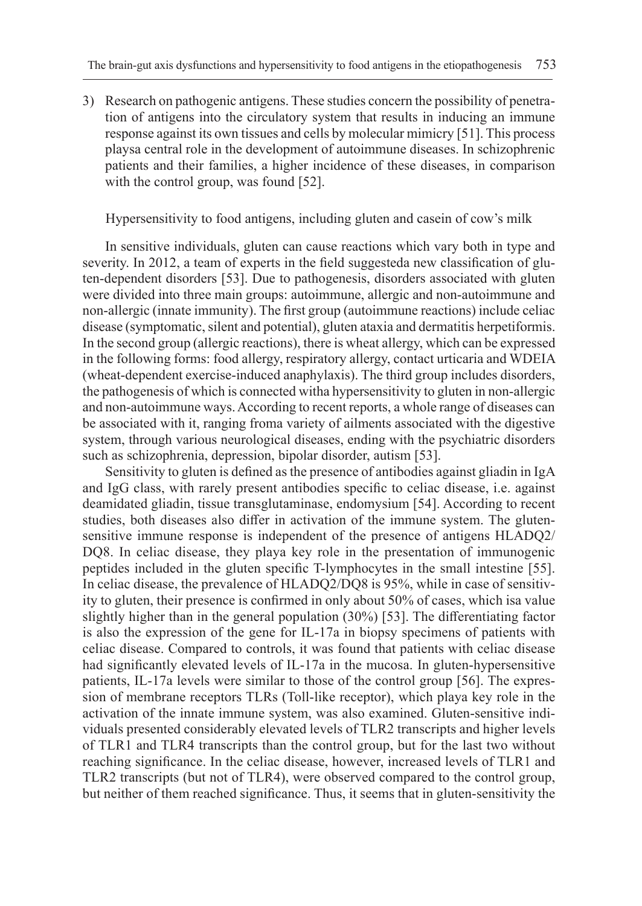3) Research on pathogenic antigens. These studies concern the possibility of penetration of antigens into the circulatory system that results in inducing an immune response against its own tissues and cells by molecular mimicry [51]. This process playsa central role in the development of autoimmune diseases. In schizophrenic patients and their families, a higher incidence of these diseases, in comparison with the control group, was found [52].

## Hypersensitivity to food antigens, including gluten and casein of cow's milk

In sensitive individuals, gluten can cause reactions which vary both in type and severity. In 2012, a team of experts in the field suggesteda new classification of gluten-dependent disorders [53]. Due to pathogenesis, disorders associated with gluten were divided into three main groups: autoimmune, allergic and non-autoimmune and non-allergic (innate immunity). The first group (autoimmune reactions) include celiac disease (symptomatic, silent and potential), gluten ataxia and dermatitis herpetiformis. In the second group (allergic reactions), there is wheat allergy, which can be expressed in the following forms: food allergy, respiratory allergy, contact urticaria and WDEIA (wheat-dependent exercise-induced anaphylaxis). The third group includes disorders, the pathogenesis of which is connected witha hypersensitivity to gluten in non-allergic and non-autoimmune ways. According to recent reports, a whole range of diseases can be associated with it, ranging froma variety of ailments associated with the digestive system, through various neurological diseases, ending with the psychiatric disorders such as schizophrenia, depression, bipolar disorder, autism [53].

Sensitivity to gluten is defined as the presence of antibodies against gliadin in IgA and IgG class, with rarely present antibodies specific to celiac disease, i.e. against deamidated gliadin, tissue transglutaminase, endomysium [54]. According to recent studies, both diseases also differ in activation of the immune system. The gluten-sensitive immune response is independent of the presence of antigens HLADQ2/DQ8. In celiac disease, they playa key role in the presentation of immunogenic peptides included in the gluten specific T-lymphocytes in the small intestine [55]. In celiac disease, the prevalence of HLADQ2/DQ8 is 95%, while in case of sensitivity to gluten, their presence is confirmed in only about 50% of cases, which isa value slightly higher than in the general population (30%) [53]. The differentiating factor is also the expression of the gene for IL-17a in biopsy specimens of patients with celiac disease. Compared to controls, it was found that patients with celiac disease had significantly elevated levels of IL-17a in the mucosa. In gluten-hypersensitive patients, IL-17a levels were similar to those of the control group [56]. The expression of membrane receptors TLRs (Toll-like receptor), which playa key role in the activation of the innate immune system, was also examined. Gluten-sensitive individuals presented considerably elevated levels of TLR2 transcripts and higher levels of TLR1 and TLR4 transcripts than the control group, but for the last two without reaching significance. In the celiac disease, however, increased levels of TLR1 and TLR2 transcripts (but not of TLR4), were observed compared to the control group, but neither of them reached significance. Thus, it seems that in gluten-sensitivity the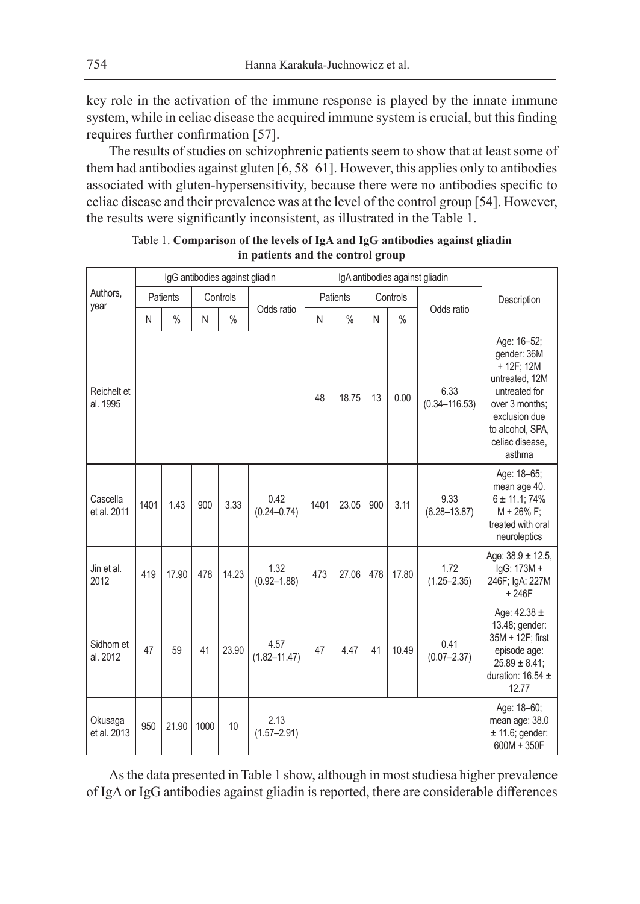key role in the activation of the immune response is played by the innate immune system, while in celiac disease the acquired immune system is crucial, but this finding requires further confirmation [57].

The results of studies on schizophrenic patients seem to show that at least some of them had antibodies against gluten [6, 58–61]. However, this applies only to antibodies associated with gluten-hypersensitivity, because there were no antibodies specific to celiac disease and their prevalence was at the level of the control group [54]. However, the results were significantly inconsistent, as illustrated in the Table 1.

Table 1. **Comparison of the levels of IgA and IgG antibodies against gliadin in patients and the control group**

| Authors, year | IgG antibodies against gliadin | | | | | IgA antibodies against gliadin | | | | | Description |
|---|---|---|---|---|---|---|---|---|---|---|---|
| | Patients | | Controls | | Odds ratio | Patients | | Controls | | Odds ratio | |
| | N | % | N | % | | N | % | N | % | | |
| Reichelt et al. 1995 | | | | | | 48 | 18.75 | 13 | 0.00 | 6.33 (0.34–116.53) | Age: 16–52; gender: 36M + 12F; 12M untreated, 12M untreated for over 3 months; exclusion due to alcohol, SPA, celiac disease, asthma |
| Cascella et al. 2011 | 1401 | 1.43 | 900 | 3.33 | 0.42 (0.24–0.74) | 1401 | 23.05 | 900 | 3.11 | 9.33 (6.28–13.87) | Age: 18–65; mean age 40. 6 ± 11.1; 74% M + 26% F; treated with oral neuroleptics |
| Jin et al. 2012 | 419 | 17.90 | 478 | 14.23 | 1.32 (0.92–1.88) | 473 | 27.06 | 478 | 17.80 | 1.72 (1.25–2.35) | Age: 38.9 ± 12.5, IgG: 173M + 246F; IgA: 227M + 246F |
| Sidhom et al. 2012 | 47 | 59 | 41 | 23.90 | 4.57 (1.82–11.47) | 47 | 4.47 | 41 | 10.49 | 0.41 (0.07–2.37) | Age: 42.38 ± 13.48; gender: 35M + 12F; first episode age: 25.89 ± 8.41; duration: 16.54 ± 12.77 |
| Okusaga et al. 2013 | 950 | 21.90 | 1000 | 10 | 2.13 (1.57–2.91) | | | | | | Age: 18–60; mean age: 38.0 ± 11.6; gender: 600M + 350F |

As the data presented in Table 1 show, although in most studiesa higher prevalence of IgA or IgG antibodies against gliadin is reported, there are considerable differences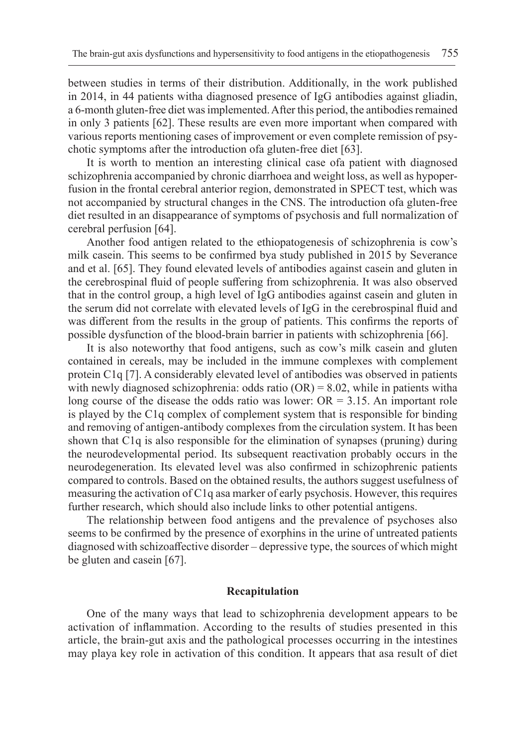between studies in terms of their distribution. Additionally, in the work published in 2014, in 44 patients witha diagnosed presence of IgG antibodies against gliadin, a 6-month gluten-free diet was implemented. After this period, the antibodies remained in only 3 patients [62]. These results are even more important when compared with various reports mentioning cases of improvement or even complete remission of psychotic symptoms after the introduction ofa gluten-free diet [63].

It is worth to mention an interesting clinical case ofa patient with diagnosed schizophrenia accompanied by chronic diarrhoea and weight loss, as well as hypoperfusion in the frontal cerebral anterior region, demonstrated in SPECT test, which was not accompanied by structural changes in the CNS. The introduction ofa gluten-free diet resulted in an disappearance of symptoms of psychosis and full normalization of cerebral perfusion [64].

Another food antigen related to the ethiopatogenesis of schizophrenia is cow's milk casein. This seems to be confirmed bya study published in 2015 by Severance and et al. [65]. They found elevated levels of antibodies against casein and gluten in the cerebrospinal fluid of people suffering from schizophrenia. It was also observed that in the control group, a high level of IgG antibodies against casein and gluten in the serum did not correlate with elevated levels of IgG in the cerebrospinal fluid and was different from the results in the group of patients. This confirms the reports of possible dysfunction of the blood-brain barrier in patients with schizophrenia [66].

It is also noteworthy that food antigens, such as cow's milk casein and gluten contained in cereals, may be included in the immune complexes with complement protein C1q [7]. A considerably elevated level of antibodies was observed in patients with newly diagnosed schizophrenia: odds ratio (OR) = 8.02, while in patients witha long course of the disease the odds ratio was lower: OR = 3.15. An important role is played by the C1q complex of complement system that is responsible for binding and removing of antigen-antibody complexes from the circulation system. It has been shown that C1q is also responsible for the elimination of synapses (pruning) during the neurodevelopmental period. Its subsequent reactivation probably occurs in the neurodegeneration. Its elevated level was also confirmed in schizophrenic patients compared to controls. Based on the obtained results, the authors suggest usefulness of measuring the activation of C1q asa marker of early psychosis. However, this requires further research, which should also include links to other potential antigens.

The relationship between food antigens and the prevalence of psychoses also seems to be confirmed by the presence of exorphins in the urine of untreated patients diagnosed with schizoaffective disorder – depressive type, the sources of which might be gluten and casein [67].

## Recapitulation

One of the many ways that lead to schizophrenia development appears to be activation of inflammation. According to the results of studies presented in this article, the brain-gut axis and the pathological processes occurring in the intestines may playa key role in activation of this condition. It appears that asa result of diet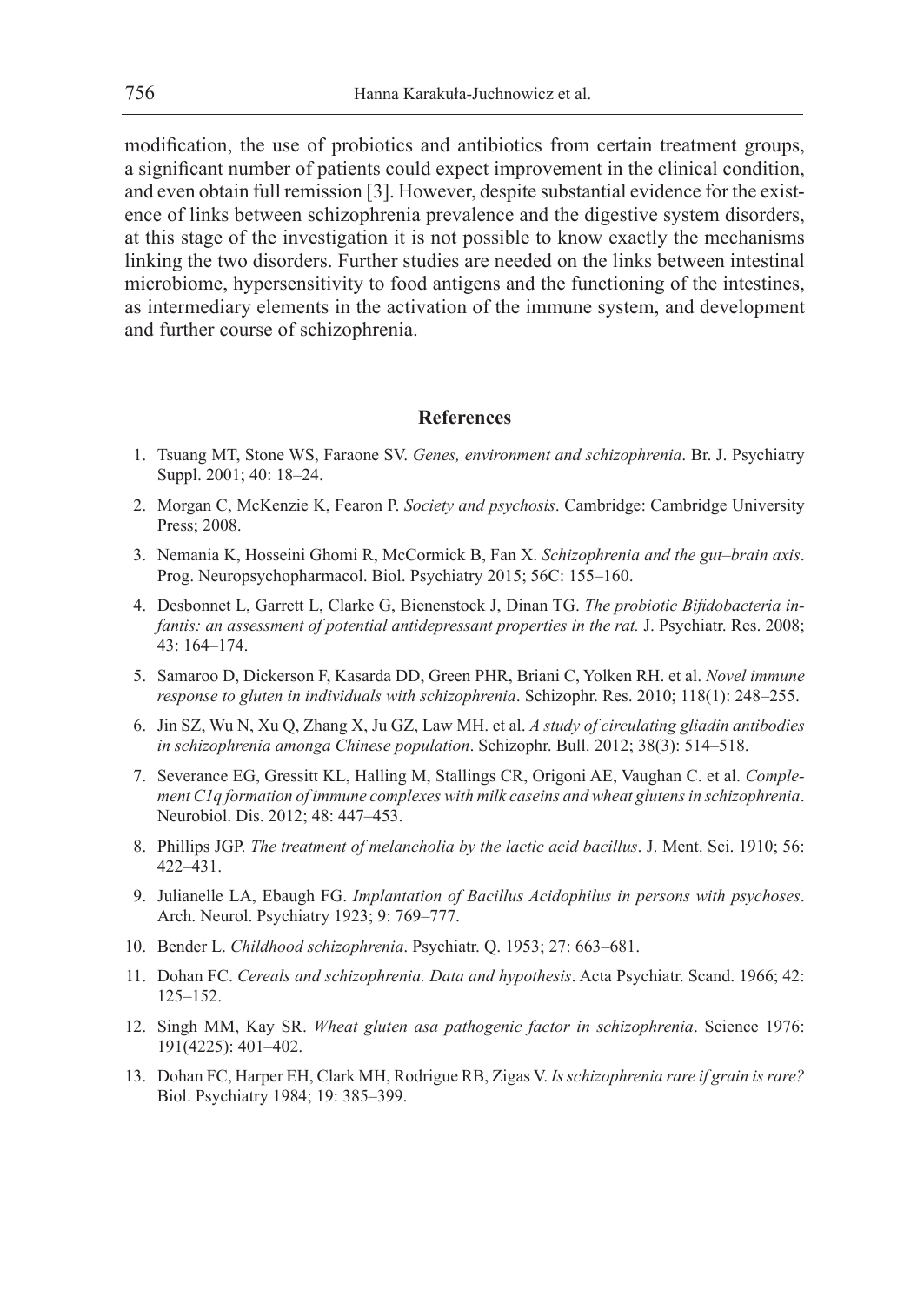modification, the use of probiotics and antibiotics from certain treatment groups, a significant number of patients could expect improvement in the clinical condition, and even obtain full remission [3]. However, despite substantial evidence for the existence of links between schizophrenia prevalence and the digestive system disorders, at this stage of the investigation it is not possible to know exactly the mechanisms linking the two disorders. Further studies are needed on the links between intestinal microbiome, hypersensitivity to food antigens and the functioning of the intestines, as intermediary elements in the activation of the immune system, and development and further course of schizophrenia.

## References

1. Tsuang MT, Stone WS, Faraone SV. *Genes, environment and schizophrenia*. Br. J. Psychiatry Suppl. 2001; 40: 18–24.
2. Morgan C, McKenzie K, Fearon P. *Society and psychosis*. Cambridge: Cambridge University Press; 2008.
3. Nemania K, Hosseini Ghomi R, McCormick B, Fan X. *Schizophrenia and the gut–brain axis*. Prog. Neuropsychopharmacol. Biol. Psychiatry 2015; 56C: 155–160.
4. Desbonnet L, Garrett L, Clarke G, Bienenstock J, Dinan TG. *The probiotic Bifidobacteria infantis: an assessment of potential antidepressant properties in the rat.* J. Psychiatr. Res. 2008; 43: 164–174.
5. Samaroo D, Dickerson F, Kasarda DD, Green PHR, Briani C, Yolken RH. et al. *Novel immune response to gluten in individuals with schizophrenia*. Schizophr. Res. 2010; 118(1): 248–255.
6. Jin SZ, Wu N, Xu Q, Zhang X, Ju GZ, Law MH. et al. *A study of circulating gliadin antibodies in schizophrenia amonga Chinese population*. Schizophr. Bull. 2012; 38(3): 514–518.
7. Severance EG, Gressitt KL, Halling M, Stallings CR, Origoni AE, Vaughan C. et al. *Complement C1q formation of immune complexes with milk caseins and wheat glutens in schizophrenia*. Neurobiol. Dis. 2012; 48: 447–453.
8. Phillips JGP. *The treatment of melancholia by the lactic acid bacillus*. J. Ment. Sci. 1910; 56: 422–431.
9. Julianelle LA, Ebaugh FG. *Implantation of Bacillus Acidophilus in persons with psychoses*. Arch. Neurol. Psychiatry 1923; 9: 769–777.
10. Bender L. *Childhood schizophrenia*. Psychiatr. Q. 1953; 27: 663–681.
11. Dohan FC. *Cereals and schizophrenia. Data and hypothesis*. Acta Psychiatr. Scand. 1966; 42: 125–152.
12. Singh MM, Kay SR. *Wheat gluten asa pathogenic factor in schizophrenia*. Science 1976: 191(4225): 401–402.
13. Dohan FC, Harper EH, Clark MH, Rodrigue RB, Zigas V. *Is schizophrenia rare if grain is rare?* Biol. Psychiatry 1984; 19: 385–399.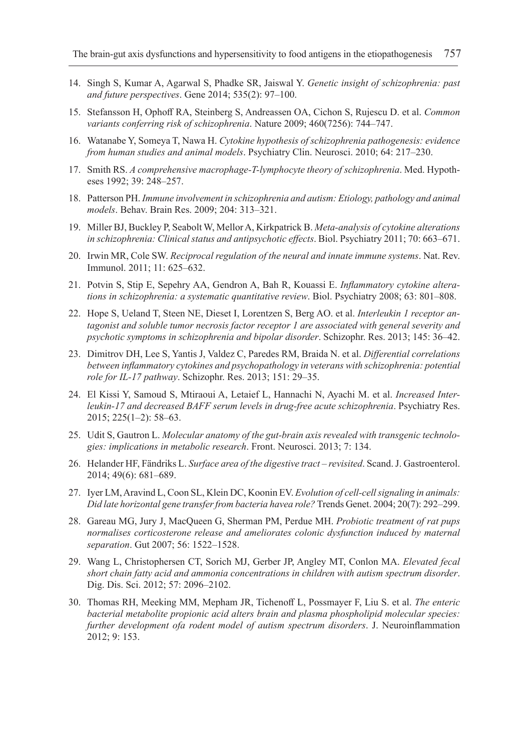14. Singh S, Kumar A, Agarwal S, Phadke SR, Jaiswal Y. *Genetic insight of schizophrenia: past and future perspectives*. Gene 2014; 535(2): 97–100.

15. Stefansson H, Ophoff RA, Steinberg S, Andreassen OA, Cichon S, Rujescu D. et al. *Common variants conferring risk of schizophrenia*. Nature 2009; 460(7256): 744–747.

16. Watanabe Y, Someya T, Nawa H. *Cytokine hypothesis of schizophrenia pathogenesis: evidence from human studies and animal models*. Psychiatry Clin. Neurosci. 2010; 64: 217–230.

17. Smith RS. *A comprehensive macrophage-T-lymphocyte theory of schizophrenia*. Med. Hypotheses 1992; 39: 248–257.

18. Patterson PH. *Immune involvement in schizophrenia and autism: Etiology, pathology and animal models*. Behav. Brain Res. 2009; 204: 313–321.

19. Miller BJ, Buckley P, Seabolt W, Mellor A, Kirkpatrick B. *Meta-analysis of cytokine alterations in schizophrenia: Clinical status and antipsychotic effects*. Biol. Psychiatry 2011; 70: 663–671.

20. Irwin MR, Cole SW. *Reciprocal regulation of the neural and innate immune systems*. Nat. Rev. Immunol. 2011; 11: 625–632.

21. Potvin S, Stip E, Sepehry AA, Gendron A, Bah R, Kouassi E. *Inflammatory cytokine alterations in schizophrenia: a systematic quantitative review*. Biol. Psychiatry 2008; 63: 801–808.

22. Hope S, Ueland T, Steen NE, Dieset I, Lorentzen S, Berg AO. et al. *Interleukin 1 receptor antagonist and soluble tumor necrosis factor receptor 1 are associated with general severity and psychotic symptoms in schizophrenia and bipolar disorder*. Schizophr. Res. 2013; 145: 36–42.

23. Dimitrov DH, Lee S, Yantis J, Valdez C, Paredes RM, Braida N. et al. *Differential correlations between inflammatory cytokines and psychopathology in veterans with schizophrenia: potential role for IL-17 pathway*. Schizophr. Res. 2013; 151: 29–35.

24. El Kissi Y, Samoud S, Mtiraoui A, Letaief L, Hannachi N, Ayachi M. et al. *Increased Interleukin-17 and decreased BAFF serum levels in drug-free acute schizophrenia*. Psychiatry Res. 2015; 225(1–2): 58–63.

25. Udit S, Gautron L. *Molecular anatomy of the gut-brain axis revealed with transgenic technologies: implications in metabolic research*. Front. Neurosci. 2013; 7: 134.

26. Helander HF, Fändriks L. *Surface area of the digestive tract – revisited*. Scand. J. Gastroenterol. 2014; 49(6): 681–689.

27. Iyer LM, Aravind L, Coon SL, Klein DC, Koonin EV. *Evolution of cell-cell signaling in animals: Did late horizontal gene transfer from bacteria havea role?* Trends Genet. 2004; 20(7): 292–299.

28. Gareau MG, Jury J, MacQueen G, Sherman PM, Perdue MH. *Probiotic treatment of rat pups normalises corticosterone release and ameliorates colonic dysfunction induced by maternal separation*. Gut 2007; 56: 1522–1528.

29. Wang L, Christophersen CT, Sorich MJ, Gerber JP, Angley MT, Conlon MA. *Elevated fecal short chain fatty acid and ammonia concentrations in children with autism spectrum disorder*. Dig. Dis. Sci. 2012; 57: 2096–2102.

30. Thomas RH, Meeking MM, Mepham JR, Tichenoff L, Possmayer F, Liu S. et al. *The enteric bacterial metabolite propionic acid alters brain and plasma phospholipid molecular species: further development ofa rodent model of autism spectrum disorders*. J. Neuroinflammation 2012; 9: 153.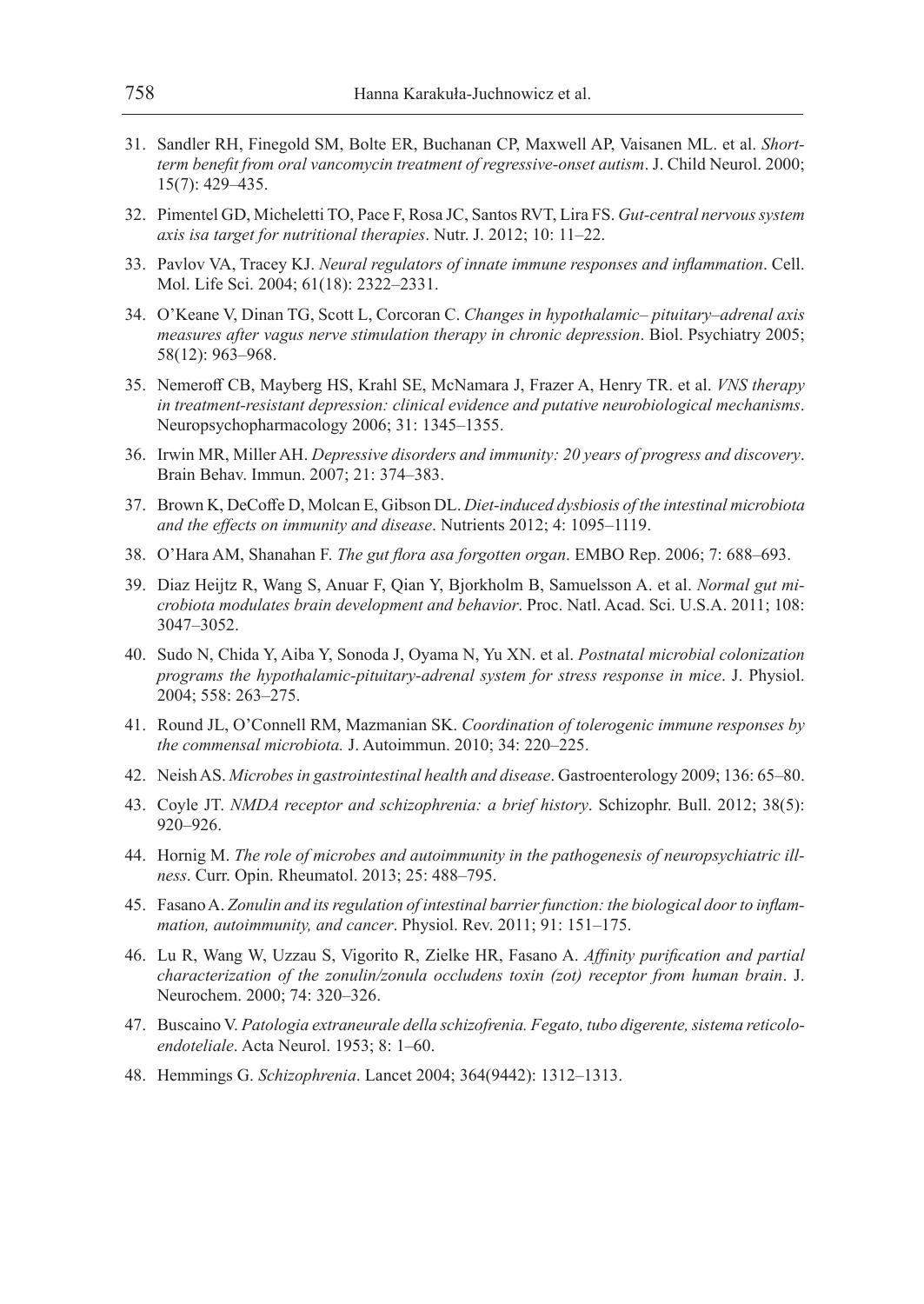31. Sandler RH, Finegold SM, Bolte ER, Buchanan CP, Maxwell AP, Vaisanen ML. et al. *Short-term benefit from oral vancomycin treatment of regressive-onset autism*. J. Child Neurol. 2000; 15(7): 429–435.

32. Pimentel GD, Micheletti TO, Pace F, Rosa JC, Santos RVT, Lira FS. *Gut-central nervous system axis isa target for nutritional therapies*. Nutr. J. 2012; 10: 11–22.

33. Pavlov VA, Tracey KJ. *Neural regulators of innate immune responses and inflammation*. Cell. Mol. Life Sci. 2004; 61(18): 2322–2331.

34. O'Keane V, Dinan TG, Scott L, Corcoran C. *Changes in hypothalamic– pituitary–adrenal axis measures after vagus nerve stimulation therapy in chronic depression*. Biol. Psychiatry 2005; 58(12): 963–968.

35. Nemeroff CB, Mayberg HS, Krahl SE, McNamara J, Frazer A, Henry TR. et al. *VNS therapy in treatment-resistant depression: clinical evidence and putative neurobiological mechanisms*. Neuropsychopharmacology 2006; 31: 1345–1355.

36. Irwin MR, Miller AH. *Depressive disorders and immunity: 20 years of progress and discovery*. Brain Behav. Immun. 2007; 21: 374–383.

37. Brown K, DeCoffe D, Molcan E, Gibson DL. *Diet-induced dysbiosis of the intestinal microbiota and the effects on immunity and disease*. Nutrients 2012; 4: 1095–1119.

38. O'Hara AM, Shanahan F. *The gut flora asa forgotten organ*. EMBO Rep. 2006; 7: 688–693.

39. Diaz Heijtz R, Wang S, Anuar F, Qian Y, Bjorkholm B, Samuelsson A. et al. *Normal gut microbiota modulates brain development and behavior*. Proc. Natl. Acad. Sci. U.S.A. 2011; 108: 3047–3052.

40. Sudo N, Chida Y, Aiba Y, Sonoda J, Oyama N, Yu XN. et al. *Postnatal microbial colonization programs the hypothalamic-pituitary-adrenal system for stress response in mice*. J. Physiol. 2004; 558: 263–275.

41. Round JL, O'Connell RM, Mazmanian SK. *Coordination of tolerogenic immune responses by the commensal microbiota.* J. Autoimmun. 2010; 34: 220–225.

42. Neish AS. *Microbes in gastrointestinal health and disease*. Gastroenterology 2009; 136: 65–80.

43. Coyle JT. *NMDA receptor and schizophrenia: a brief history*. Schizophr. Bull. 2012; 38(5): 920–926.

44. Hornig M. *The role of microbes and autoimmunity in the pathogenesis of neuropsychiatric illness*. Curr. Opin. Rheumatol. 2013; 25: 488–795.

45. Fasano A. *Zonulin and its regulation of intestinal barrier function: the biological door to inflammation, autoimmunity, and cancer*. Physiol. Rev. 2011; 91: 151–175.

46. Lu R, Wang W, Uzzau S, Vigorito R, Zielke HR, Fasano A. *Affinity purification and partial characterization of the zonulin/zonula occludens toxin (zot) receptor from human brain*. J. Neurochem. 2000; 74: 320–326.

47. Buscaino V. *Patologia extraneurale della schizofrenia. Fegato, tubo digerente, sistema reticolo-endoteliale*. Acta Neurol. 1953; 8: 1–60.

48. Hemmings G. *Schizophrenia*. Lancet 2004; 364(9442): 1312–1313.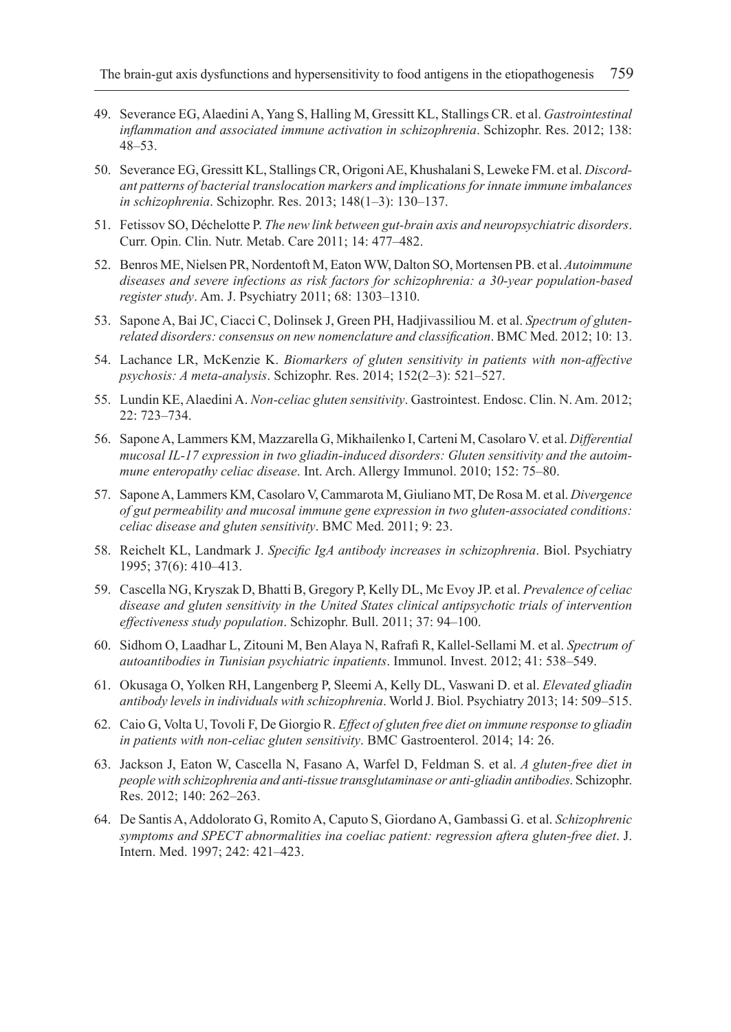49. Severance EG, Alaedini A, Yang S, Halling M, Gressitt KL, Stallings CR. et al. *Gastrointestinal inflammation and associated immune activation in schizophrenia*. Schizophr. Res. 2012; 138: 48–53.
50. Severance EG, Gressitt KL, Stallings CR, Origoni AE, Khushalani S, Leweke FM. et al. *Discordant patterns of bacterial translocation markers and implications for innate immune imbalances in schizophrenia*. Schizophr. Res. 2013; 148(1–3): 130–137.
51. Fetissov SO, Déchelotte P. *The new link between gut-brain axis and neuropsychiatric disorders*. Curr. Opin. Clin. Nutr. Metab. Care 2011; 14: 477–482.
52. Benros ME, Nielsen PR, Nordentoft M, Eaton WW, Dalton SO, Mortensen PB. et al. *Autoimmune diseases and severe infections as risk factors for schizophrenia: a 30-year population-based register study*. Am. J. Psychiatry 2011; 68: 1303–1310.
53. Sapone A, Bai JC, Ciacci C, Dolinsek J, Green PH, Hadjivassiliou M. et al. *Spectrum of gluten-related disorders: consensus on new nomenclature and classification*. BMC Med. 2012; 10: 13.
54. Lachance LR, McKenzie K. *Biomarkers of gluten sensitivity in patients with non-affective psychosis: A meta-analysis*. Schizophr. Res. 2014; 152(2–3): 521–527.
55. Lundin KE, Alaedini A. *Non-celiac gluten sensitivity*. Gastrointest. Endosc. Clin. N. Am. 2012; 22: 723–734.
56. Sapone A, Lammers KM, Mazzarella G, Mikhailenko I, Carteni M, Casolaro V. et al. *Differential mucosal IL-17 expression in two gliadin-induced disorders: Gluten sensitivity and the autoimmune enteropathy celiac disease*. Int. Arch. Allergy Immunol. 2010; 152: 75–80.
57. Sapone A, Lammers KM, Casolaro V, Cammarota M, Giuliano MT, De Rosa M. et al. *Divergence of gut permeability and mucosal immune gene expression in two gluten-associated conditions: celiac disease and gluten sensitivity*. BMC Med. 2011; 9: 23.
58. Reichelt KL, Landmark J. *Specific IgA antibody increases in schizophrenia*. Biol. Psychiatry 1995; 37(6): 410–413.
59. Cascella NG, Kryszak D, Bhatti B, Gregory P, Kelly DL, Mc Evoy JP. et al. *Prevalence of celiac disease and gluten sensitivity in the United States clinical antipsychotic trials of intervention effectiveness study population*. Schizophr. Bull. 2011; 37: 94–100.
60. Sidhom O, Laadhar L, Zitouni M, Ben Alaya N, Rafrafi R, Kallel-Sellami M. et al. *Spectrum of autoantibodies in Tunisian psychiatric inpatients*. Immunol. Invest. 2012; 41: 538–549.
61. Okusaga O, Yolken RH, Langenberg P, Sleemi A, Kelly DL, Vaswani D. et al. *Elevated gliadin antibody levels in individuals with schizophrenia*. World J. Biol. Psychiatry 2013; 14: 509–515.
62. Caio G, Volta U, Tovoli F, De Giorgio R. *Effect of gluten free diet on immune response to gliadin in patients with non-celiac gluten sensitivity*. BMC Gastroenterol. 2014; 14: 26.
63. Jackson J, Eaton W, Cascella N, Fasano A, Warfel D, Feldman S. et al. *A gluten-free diet in people with schizophrenia and anti-tissue transglutaminase or anti-gliadin antibodies*. Schizophr. Res. 2012; 140: 262–263.
64. De Santis A, Addolorato G, Romito A, Caputo S, Giordano A, Gambassi G. et al. *Schizophrenic symptoms and SPECT abnormalities ina coeliac patient: regression aftera gluten-free diet*. J. Intern. Med. 1997; 242: 421–423.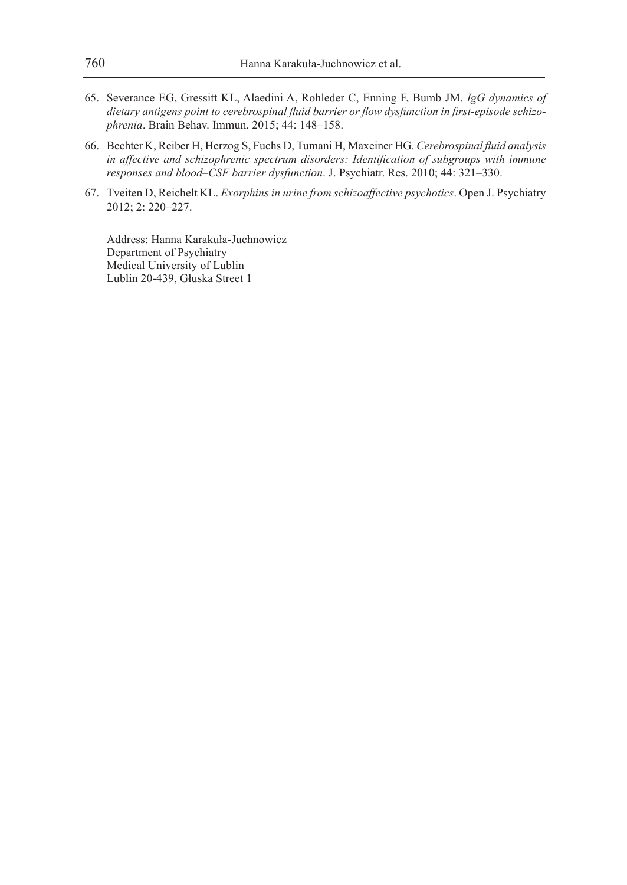65. Severance EG, Gressitt KL, Alaedini A, Rohleder C, Enning F, Bumb JM. *IgG dynamics of dietary antigens point to cerebrospinal fluid barrier or flow dysfunction in first-episode schizophrenia*. Brain Behav. Immun. 2015; 44: 148–158.

66. Bechter K, Reiber H, Herzog S, Fuchs D, Tumani H, Maxeiner HG. *Cerebrospinal fluid analysis in affective and schizophrenic spectrum disorders: Identification of subgroups with immune responses and blood–CSF barrier dysfunction*. J. Psychiatr. Res. 2010; 44: 321–330.

67. Tveiten D, Reichelt KL. *Exorphins in urine from schizoaffective psychotics*. Open J. Psychiatry 2012; 2: 220–227.

Address: Hanna Karakuła-Juchnowicz
Department of Psychiatry
Medical University of Lublin
Lublin 20-439, Głuska Street 1